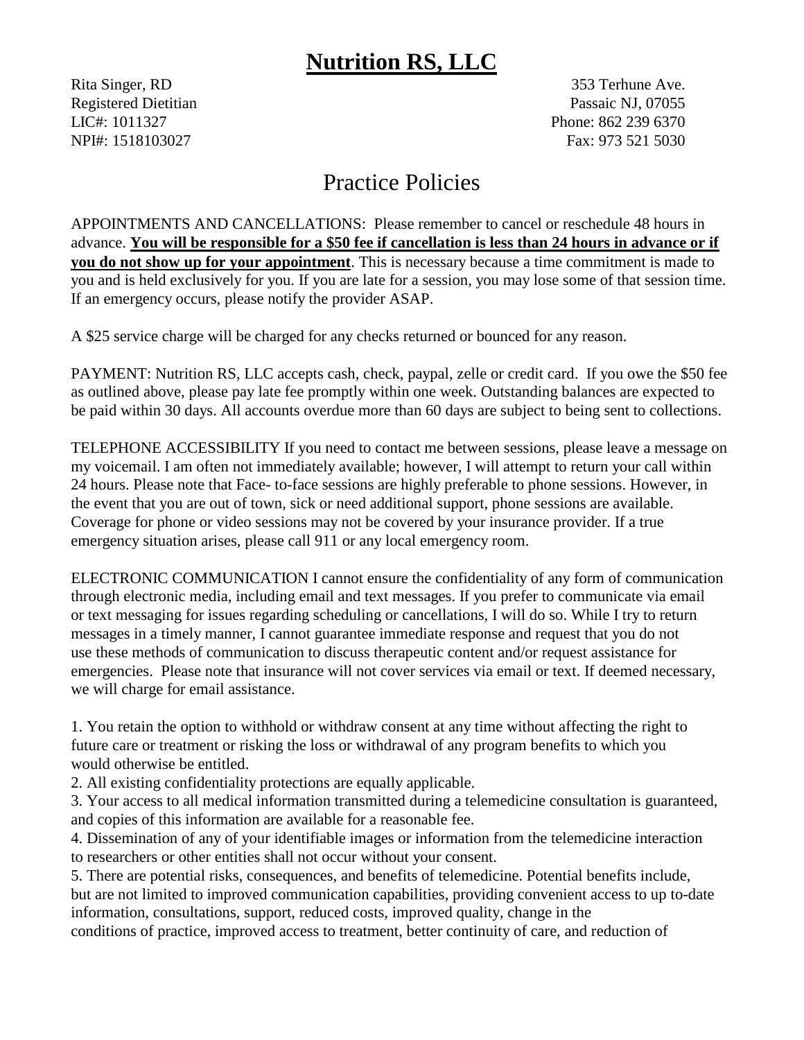# **Nutrition RS, LLC**

Rita Singer, RD
Registered Dietitian
LIC#: 1011327
NPI#: 1518103027

353 Terhune Ave.
Passaic NJ, 07055
Phone: 862 239 6370
Fax: 973 521 5030

## Practice Policies

APPOINTMENTS AND CANCELLATIONS: Please remember to cancel or reschedule 48 hours in advance. **You will be responsible for a $50 fee if cancellation is less than 24 hours in advance or if you do not show up for your appointment**. This is necessary because a time commitment is made to you and is held exclusively for you. If you are late for a session, you may lose some of that session time. If an emergency occurs, please notify the provider ASAP.

A $25 service charge will be charged for any checks returned or bounced for any reason.

PAYMENT: Nutrition RS, LLC accepts cash, check, paypal, zelle or credit card. If you owe the $50 fee as outlined above, please pay late fee promptly within one week. Outstanding balances are expected to be paid within 30 days. All accounts overdue more than 60 days are subject to being sent to collections.

TELEPHONE ACCESSIBILITY If you need to contact me between sessions, please leave a message on my voicemail. I am often not immediately available; however, I will attempt to return your call within 24 hours. Please note that Face- to-face sessions are highly preferable to phone sessions. However, in the event that you are out of town, sick or need additional support, phone sessions are available. Coverage for phone or video sessions may not be covered by your insurance provider. If a true emergency situation arises, please call 911 or any local emergency room.

ELECTRONIC COMMUNICATION I cannot ensure the confidentiality of any form of communication through electronic media, including email and text messages. If you prefer to communicate via email or text messaging for issues regarding scheduling or cancellations, I will do so. While I try to return messages in a timely manner, I cannot guarantee immediate response and request that you do not use these methods of communication to discuss therapeutic content and/or request assistance for emergencies. Please note that insurance will not cover services via email or text. If deemed necessary, we will charge for email assistance.

1. You retain the option to withhold or withdraw consent at any time without affecting the right to future care or treatment or risking the loss or withdrawal of any program benefits to which you would otherwise be entitled.
2. All existing confidentiality protections are equally applicable.
3. Your access to all medical information transmitted during a telemedicine consultation is guaranteed, and copies of this information are available for a reasonable fee.
4. Dissemination of any of your identifiable images or information from the telemedicine interaction to researchers or other entities shall not occur without your consent.
5. There are potential risks, consequences, and benefits of telemedicine. Potential benefits include, but are not limited to improved communication capabilities, providing convenient access to up to-date information, consultations, support, reduced costs, improved quality, change in the conditions of practice, improved access to treatment, better continuity of care, and reduction of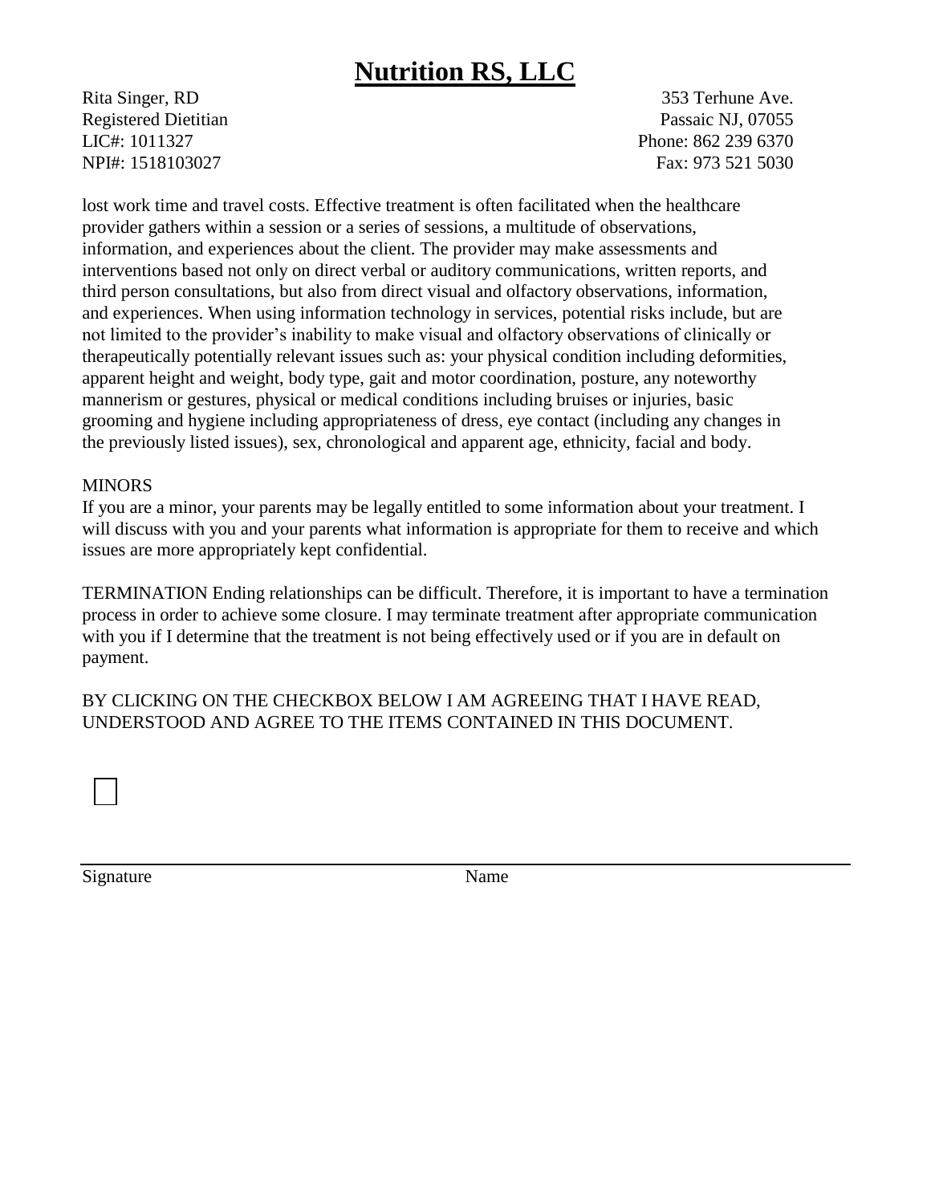# Nutrition RS, LLC

Rita Singer, RD
Registered Dietitian
LIC#: 1011327
NPI#: 1518103027

353 Terhune Ave.
Passaic NJ, 07055
Phone: 862 239 6370
Fax: 973 521 5030

lost work time and travel costs. Effective treatment is often facilitated when the healthcare provider gathers within a session or a series of sessions, a multitude of observations, information, and experiences about the client. The provider may make assessments and interventions based not only on direct verbal or auditory communications, written reports, and third person consultations, but also from direct visual and olfactory observations, information, and experiences. When using information technology in services, potential risks include, but are not limited to the provider's inability to make visual and olfactory observations of clinically or therapeutically potentially relevant issues such as: your physical condition including deformities, apparent height and weight, body type, gait and motor coordination, posture, any noteworthy mannerism or gestures, physical or medical conditions including bruises or injuries, basic grooming and hygiene including appropriateness of dress, eye contact (including any changes in the previously listed issues), sex, chronological and apparent age, ethnicity, facial and body.

MINORS
If you are a minor, your parents may be legally entitled to some information about your treatment. I will discuss with you and your parents what information is appropriate for them to receive and which issues are more appropriately kept confidential.

TERMINATION Ending relationships can be difficult. Therefore, it is important to have a termination process in order to achieve some closure. I may terminate treatment after appropriate communication with you if I determine that the treatment is not being effectively used or if you are in default on payment.

BY CLICKING ON THE CHECKBOX BELOW I AM AGREEING THAT I HAVE READ, UNDERSTOOD AND AGREE TO THE ITEMS CONTAINED IN THIS DOCUMENT.

☐

Signature　　　　　　　　　　　　　　Name